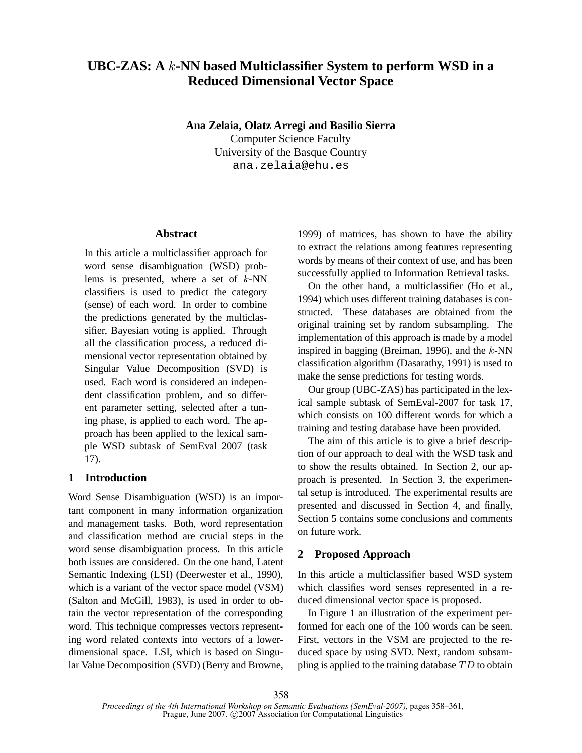# UBC-ZAS: A $k$-NN based Multiclassifier System to perform WSD in a Reduced Dimensional Vector Space

**Ana Zelaia, Olatz Arregi and Basilio Sierra**
Computer Science Faculty
University of the Basque Country
ana.zelaia@ehu.es

### Abstract

In this article a multiclassifier approach for word sense disambiguation (WSD) problems is presented, where a set of $k$-NN classifiers is used to predict the category (sense) of each word. In order to combine the predictions generated by the multiclassifier, Bayesian voting is applied. Through all the classification process, a reduced dimensional vector representation obtained by Singular Value Decomposition (SVD) is used. Each word is considered an independent classification problem, and so different parameter setting, selected after a tuning phase, is applied to each word. The approach has been applied to the lexical sample WSD subtask of SemEval 2007 (task 17).

## 1 Introduction

Word Sense Disambiguation (WSD) is an important component in many information organization and management tasks. Both, word representation and classification method are crucial steps in the word sense disambiguation process. In this article both issues are considered. On the one hand, Latent Semantic Indexing (LSI) (Deerwester et al., 1990), which is a variant of the vector space model (VSM) (Salton and McGill, 1983), is used in order to obtain the vector representation of the corresponding word. This technique compresses vectors representing word related contexts into vectors of a lower-dimensional space. LSI, which is based on Singular Value Decomposition (SVD) (Berry and Browne, 1999) of matrices, has shown to have the ability to extract the relations among features representing words by means of their context of use, and has been successfully applied to Information Retrieval tasks.

On the other hand, a multiclassifier (Ho et al., 1994) which uses different training databases is constructed. These databases are obtained from the original training set by random subsampling. The implementation of this approach is made by a model inspired in bagging (Breiman, 1996), and the $k$-NN classification algorithm (Dasarathy, 1991) is used to make the sense predictions for testing words.

Our group (UBC-ZAS) has participated in the lexical sample subtask of SemEval-2007 for task 17, which consists on 100 different words for which a training and testing database have been provided.

The aim of this article is to give a brief description of our approach to deal with the WSD task and to show the results obtained. In Section 2, our approach is presented. In Section 3, the experimental setup is introduced. The experimental results are presented and discussed in Section 4, and finally, Section 5 contains some conclusions and comments on future work.

## 2 Proposed Approach

In this article a multiclassifier based WSD system which classifies word senses represented in a reduced dimensional vector space is proposed.

In Figure 1 an illustration of the experiment performed for each one of the 100 words can be seen. First, vectors in the VSM are projected to the reduced space by using SVD. Next, random subsampling is applied to the training database $TD$ to obtain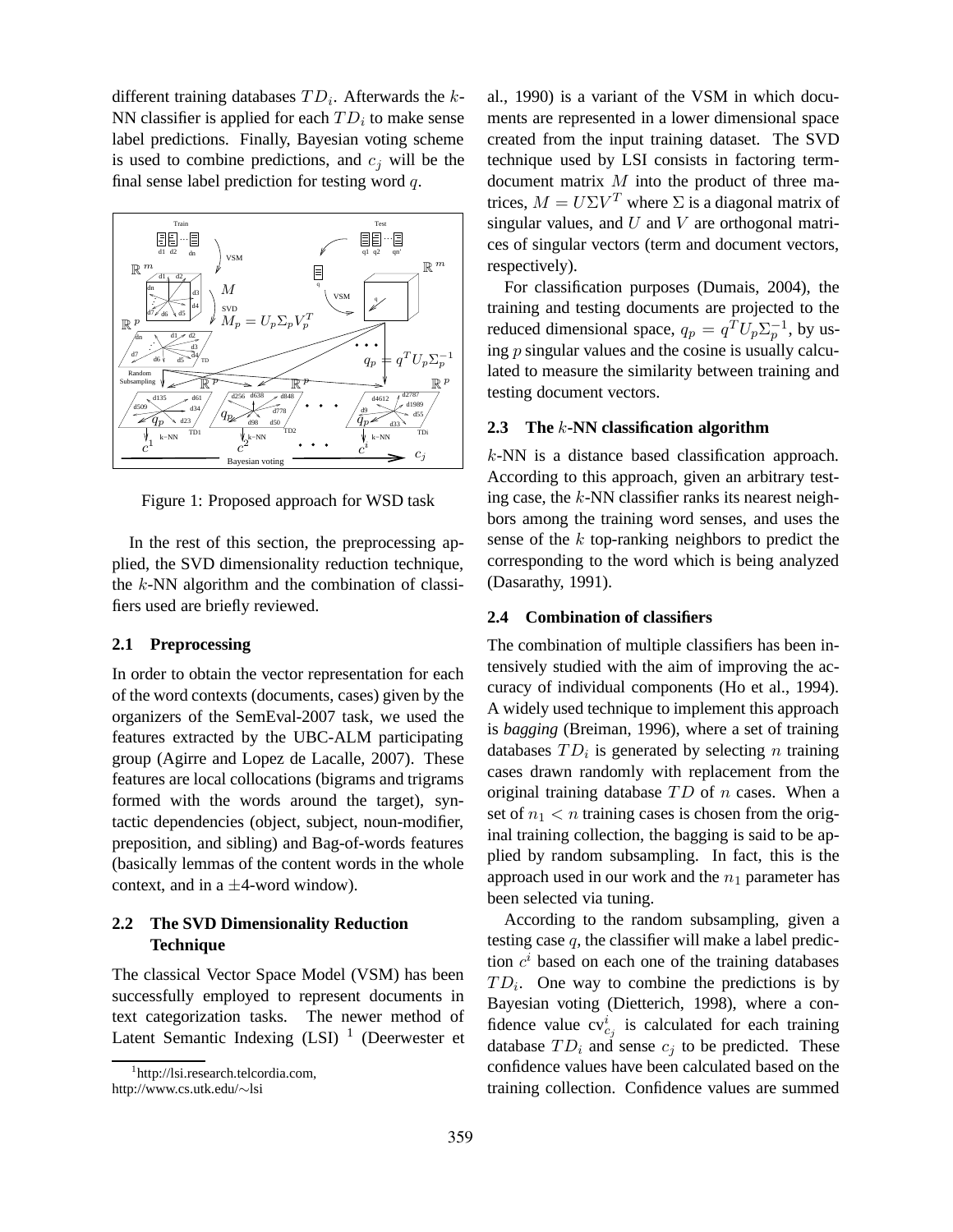different training databases $TD_i$. Afterwards the $k$-NN classifier is applied for each $TD_i$ to make sense label predictions. Finally, Bayesian voting scheme is used to combine predictions, and $c_j$ will be the final sense label prediction for testing word $q$.

Train

d1 d2 dn

VSM

Test

q1 q2 qn'

$\mathbb{R}^m$

d1 d2 dn d3 d4 d7 d6 d5

$M$

SVD

$M_p = U_p \Sigma_p V_p^T$

q

VSM

$\mathbb{R}^m$

$\mathbb{R}^p$

dn d1 d2 d3 d4 d7 d6 d5 TD

$q_p = q^T U_p \Sigma_p^{-1}$

Random Subsampling

$\mathbb{R}^p$ $\mathbb{R}^p$ $\mathbb{R}^p$

d135 d61 d509 d34 $q_p$ d23 TD1

d256 d638 d848 d778 $q_p$ d98 d50 TD2

d4612 d2787 d1989 d9 d55 $q_p$ d33 TDi

k-NN $c^1$ k-NN $c^2$ k-NN $c^i$ $c_j$

Bayesian voting

Figure 1: Proposed approach for WSD task

In the rest of this section, the preprocessing applied, the SVD dimensionality reduction technique, the $k$-NN algorithm and the combination of classifiers used are briefly reviewed.

### 2.1 Preprocessing

In order to obtain the vector representation for each of the word contexts (documents, cases) given by the organizers of the SemEval-2007 task, we used the features extracted by the UBC-ALM participating group (Agirre and Lopez de Lacalle, 2007). These features are local collocations (bigrams and trigrams formed with the words around the target), syntactic dependencies (object, subject, noun-modifier, preposition, and sibling) and Bag-of-words features (basically lemmas of the content words in the whole context, and in a $\pm$4-word window).

### 2.2 The SVD Dimensionality Reduction Technique

The classical Vector Space Model (VSM) has been successfully employed to represent documents in text categorization tasks. The newer method of Latent Semantic Indexing (LSI) [1] (Deerwester et al., 1990) is a variant of the VSM in which documents are represented in a lower dimensional space created from the input training dataset. The SVD technique used by LSI consists in factoring term-document matrix $M$ into the product of three matrices, $M = U\Sigma V^T$ where $\Sigma$ is a diagonal matrix of singular values, and $U$ and $V$ are orthogonal matrices of singular vectors (term and document vectors, respectively).

For classification purposes (Dumais, 2004), the training and testing documents are projected to the reduced dimensional space, $q_p = q^T U_p \Sigma_p^{-1}$, by using $p$ singular values and the cosine is usually calculated to measure the similarity between training and testing document vectors.

### 2.3 The $k$-NN classification algorithm

$k$-NN is a distance based classification approach. According to this approach, given an arbitrary testing case, the $k$-NN classifier ranks its nearest neighbors among the training word senses, and uses the sense of the $k$ top-ranking neighbors to predict the corresponding to the word which is being analyzed (Dasarathy, 1991).

### 2.4 Combination of classifiers

The combination of multiple classifiers has been intensively studied with the aim of improving the accuracy of individual components (Ho et al., 1994). A widely used technique to implement this approach is *bagging* (Breiman, 1996), where a set of training databases $TD_i$ is generated by selecting $n$ training cases drawn randomly with replacement from the original training database $TD$ of $n$ cases. When a set of $n_1 < n$ training cases is chosen from the original training collection, the bagging is said to be applied by random subsampling. In fact, this is the approach used in our work and the $n_1$ parameter has been selected via tuning.

According to the random subsampling, given a testing case $q$, the classifier will make a label prediction $c^i$ based on each one of the training databases $TD_i$. One way to combine the predictions is by Bayesian voting (Dietterich, 1998), where a confidence value $\mathrm{cv}^i_{c_j}$ is calculated for each training database $TD_i$ and sense $c_j$ to be predicted. These confidence values have been calculated based on the training collection. Confidence values are summed

[1] http://lsi.research.telcordia.com, http://www.cs.utk.edu/∼lsi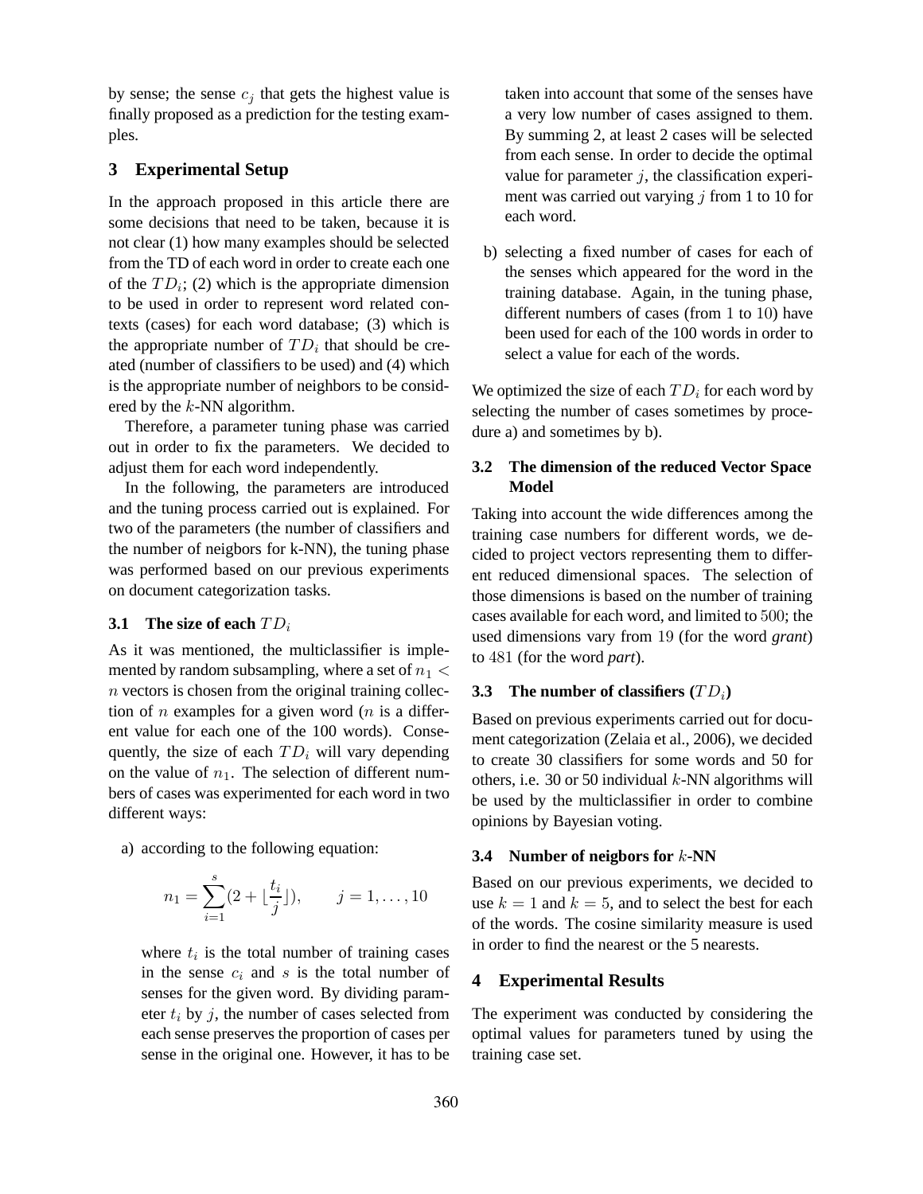by sense; the sense $c_j$ that gets the highest value is finally proposed as a prediction for the testing examples.

## 3 Experimental Setup

In the approach proposed in this article there are some decisions that need to be taken, because it is not clear (1) how many examples should be selected from the TD of each word in order to create each one of the $TD_i$; (2) which is the appropriate dimension to be used in order to represent word related contexts (cases) for each word database; (3) which is the appropriate number of $TD_i$ that should be created (number of classifiers to be used) and (4) which is the appropriate number of neighbors to be considered by the $k$-NN algorithm.

Therefore, a parameter tuning phase was carried out in order to fix the parameters. We decided to adjust them for each word independently.

In the following, the parameters are introduced and the tuning process carried out is explained. For two of the parameters (the number of classifiers and the number of neigbors for k-NN), the tuning phase was performed based on our previous experiments on document categorization tasks.

### 3.1 The size of each $TD_i$

As it was mentioned, the multiclassifier is implemented by random subsampling, where a set of $n_1 < n$ vectors is chosen from the original training collection of $n$ examples for a given word ($n$ is a different value for each one of the 100 words). Consequently, the size of each $TD_i$ will vary depending on the value of $n_1$. The selection of different numbers of cases was experimented for each word in two different ways:

a) according to the following equation:

$$n_1 = \sum_{i=1}^{s} (2 + \lfloor \frac{t_i}{j} \rfloor), \qquad j = 1, \ldots, 10$$

where $t_i$ is the total number of training cases in the sense $c_i$ and $s$ is the total number of senses for the given word. By dividing parameter $t_i$ by $j$, the number of cases selected from each sense preserves the proportion of cases per sense in the original one. However, it has to be taken into account that some of the senses have a very low number of cases assigned to them. By summing 2, at least 2 cases will be selected from each sense. In order to decide the optimal value for parameter $j$, the classification experiment was carried out varying $j$ from 1 to 10 for each word.

b) selecting a fixed number of cases for each of the senses which appeared for the word in the training database. Again, in the tuning phase, different numbers of cases (from 1 to 10) have been used for each of the 100 words in order to select a value for each of the words.

We optimized the size of each $TD_i$ for each word by selecting the number of cases sometimes by procedure a) and sometimes by b).

### 3.2 The dimension of the reduced Vector Space Model

Taking into account the wide differences among the training case numbers for different words, we decided to project vectors representing them to different reduced dimensional spaces. The selection of those dimensions is based on the number of training cases available for each word, and limited to 500; the used dimensions vary from 19 (for the word *grant*) to 481 (for the word *part*).

### 3.3 The number of classifiers ($TD_i$)

Based on previous experiments carried out for document categorization (Zelaia et al., 2006), we decided to create 30 classifiers for some words and 50 for others, i.e. 30 or 50 individual $k$-NN algorithms will be used by the multiclassifier in order to combine opinions by Bayesian voting.

### 3.4 Number of neigbors for $k$-NN

Based on our previous experiments, we decided to use $k = 1$ and $k = 5$, and to select the best for each of the words. The cosine similarity measure is used in order to find the nearest or the 5 nearests.

## 4 Experimental Results

The experiment was conducted by considering the optimal values for parameters tuned by using the training case set.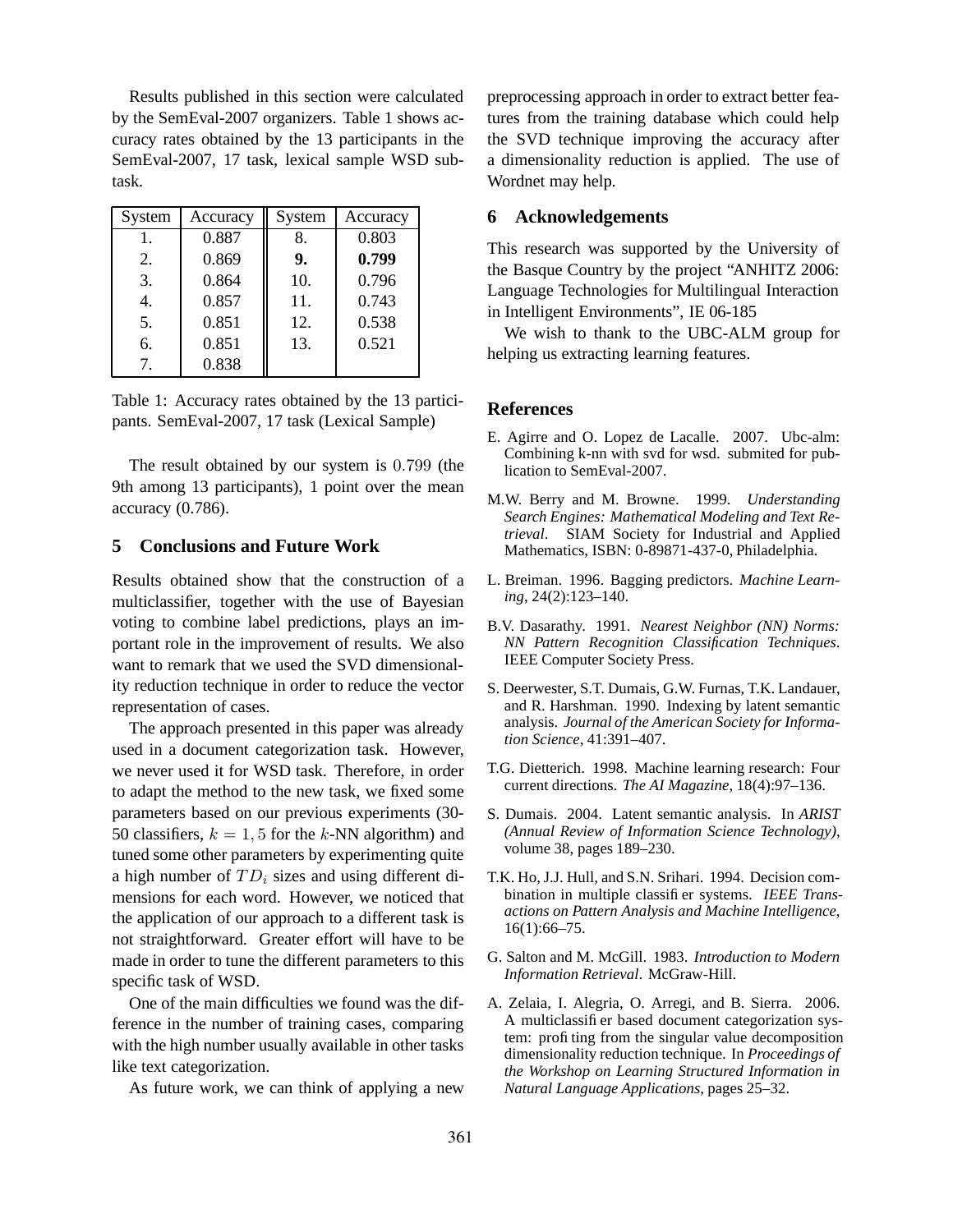Results published in this section were calculated by the SemEval-2007 organizers. Table 1 shows accuracy rates obtained by the 13 participants in the SemEval-2007, 17 task, lexical sample WSD subtask.

| System | Accuracy | System | Accuracy |
|---|---|---|---|
| 1. | 0.887 | 8. | 0.803 |
| 2. | 0.869 | **9.** | **0.799** |
| 3. | 0.864 | 10. | 0.796 |
| 4. | 0.857 | 11. | 0.743 |
| 5. | 0.851 | 12. | 0.538 |
| 6. | 0.851 | 13. | 0.521 |
| 7. | 0.838 | | |

Table 1: Accuracy rates obtained by the 13 participants. SemEval-2007, 17 task (Lexical Sample)

The result obtained by our system is $0.799$ (the 9th among 13 participants), 1 point over the mean accuracy (0.786).

## 5 Conclusions and Future Work

Results obtained show that the construction of a multiclassifier, together with the use of Bayesian voting to combine label predictions, plays an important role in the improvement of results. We also want to remark that we used the SVD dimensionality reduction technique in order to reduce the vector representation of cases.

The approach presented in this paper was already used in a document categorization task. However, we never used it for WSD task. Therefore, in order to adapt the method to the new task, we fixed some parameters based on our previous experiments (30-50 classifiers, $k = 1, 5$ for the $k$-NN algorithm) and tuned some other parameters by experimenting quite a high number of $TD_i$ sizes and using different dimensions for each word. However, we noticed that the application of our approach to a different task is not straightforward. Greater effort will have to be made in order to tune the different parameters to this specific task of WSD.

One of the main difficulties we found was the difference in the number of training cases, comparing with the high number usually available in other tasks like text categorization.

As future work, we can think of applying a new preprocessing approach in order to extract better features from the training database which could help the SVD technique improving the accuracy after a dimensionality reduction is applied. The use of Wordnet may help.

## 6 Acknowledgements

This research was supported by the University of the Basque Country by the project "ANHITZ 2006: Language Technologies for Multilingual Interaction in Intelligent Environments", IE 06-185

We wish to thank to the UBC-ALM group for helping us extracting learning features.

## References

E. Agirre and O. Lopez de Lacalle. 2007. Ubc-alm: Combining k-nn with svd for wsd. submited for publication to SemEval-2007.

M.W. Berry and M. Browne. 1999. *Understanding Search Engines: Mathematical Modeling and Text Retrieval*. SIAM Society for Industrial and Applied Mathematics, ISBN: 0-89871-437-0, Philadelphia.

L. Breiman. 1996. Bagging predictors. *Machine Learning*, 24(2):123–140.

B.V. Dasarathy. 1991. *Nearest Neighbor (NN) Norms: NN Pattern Recognition Classification Techniques*. IEEE Computer Society Press.

S. Deerwester, S.T. Dumais, G.W. Furnas, T.K. Landauer, and R. Harshman. 1990. Indexing by latent semantic analysis. *Journal of the American Society for Information Science*, 41:391–407.

T.G. Dietterich. 1998. Machine learning research: Four current directions. *The AI Magazine*, 18(4):97–136.

S. Dumais. 2004. Latent semantic analysis. In *ARIST (Annual Review of Information Science Technology)*, volume 38, pages 189–230.

T.K. Ho, J.J. Hull, and S.N. Srihari. 1994. Decision combination in multiple classifier systems. *IEEE Transactions on Pattern Analysis and Machine Intelligence*, 16(1):66–75.

G. Salton and M. McGill. 1983. *Introduction to Modern Information Retrieval*. McGraw-Hill.

A. Zelaia, I. Alegria, O. Arregi, and B. Sierra. 2006. A multiclassifier based document categorization system: profiting from the singular value decomposition dimensionality reduction technique. In *Proceedings of the Workshop on Learning Structured Information in Natural Language Applications*, pages 25–32.